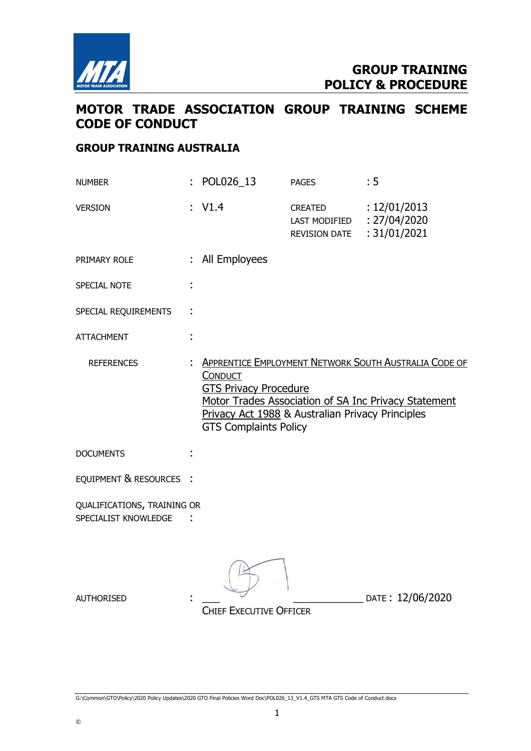**GROUP TRAINING**
**POLICY & PROCEDURE**

# MOTOR TRADE ASSOCIATION GROUP TRAINING SCHEME CODE OF CONDUCT

## GROUP TRAINING AUSTRALIA

| | | | |
|---|---|---|---|
| NUMBER | : POL026_13 | PAGES | : 5 |
| VERSION | : V1.4 | CREATED<br>LAST MODIFIED<br>REVISION DATE | : 12/01/2013<br>: 27/04/2020<br>: 31/01/2021 |
| PRIMARY ROLE | : All Employees | | |
| SPECIAL NOTE | : | | |
| SPECIAL REQUIREMENTS | : | | |
| ATTACHMENT | : | | |
| REFERENCES | : Apprentice Employment Network South Australia Code of Conduct<br>GTS Privacy Procedure<br>Motor Trades Association of SA Inc Privacy Statement<br>Privacy Act 1988 & Australian Privacy Principles<br>GTS Complaints Policy | | |
| DOCUMENTS | : | | |
| EQUIPMENT & RESOURCES | : | | |
| QUALIFICATIONS, TRAINING OR SPECIALIST KNOWLEDGE | : | | |

AUTHORISED : ______________________ DATE : 12/06/2020

CHIEF EXECUTIVE OFFICER

G:\Common\GTO\Policy\2020 Policy Updates\2020 GTO Final Policies Word Doc\POL026_13_V1.4_GTS MTA GTS Code of Conduct.docx

©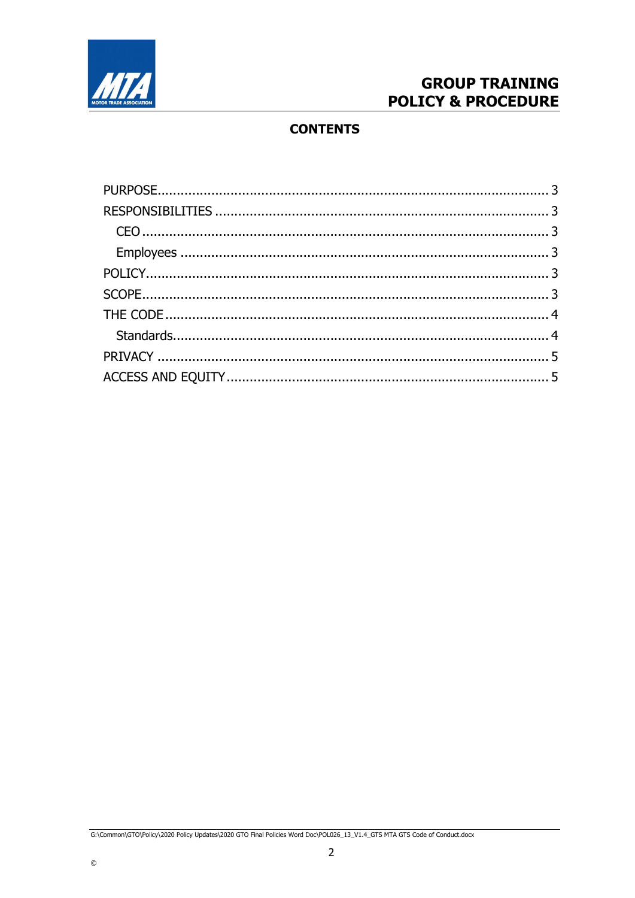## CONTENTS

- PURPOSE .................................................... 3
- RESPONSIBILITIES .................................................... 3
  - CEO .................................................... 3
  - Employees .................................................... 3
- POLICY .................................................... 3
- SCOPE .................................................... 3
- THE CODE .................................................... 4
  - Standards .................................................... 4
- PRIVACY .................................................... 5
- ACCESS AND EQUITY .................................................... 5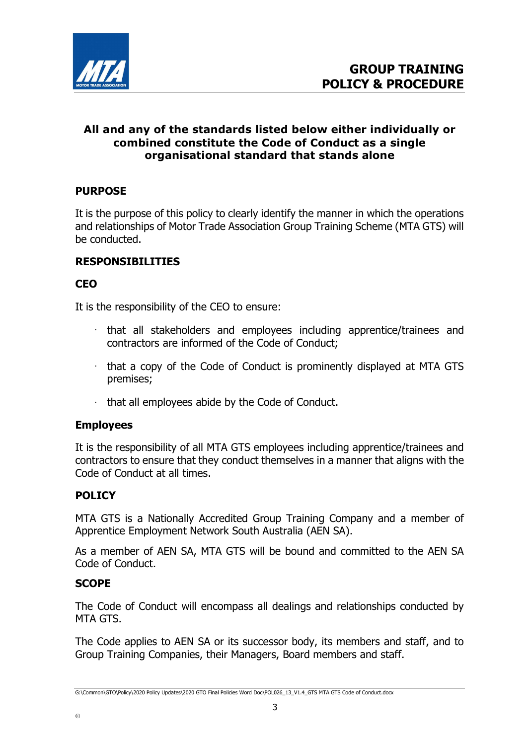**All and any of the standards listed below either individually or combined constitute the Code of Conduct as a single organisational standard that stands alone**

## PURPOSE

It is the purpose of this policy to clearly identify the manner in which the operations and relationships of Motor Trade Association Group Training Scheme (MTA GTS) will be conducted.

## RESPONSIBILITIES

### CEO

It is the responsibility of the CEO to ensure:

- that all stakeholders and employees including apprentice/trainees and contractors are informed of the Code of Conduct;
- that a copy of the Code of Conduct is prominently displayed at MTA GTS premises;
- that all employees abide by the Code of Conduct.

### Employees

It is the responsibility of all MTA GTS employees including apprentice/trainees and contractors to ensure that they conduct themselves in a manner that aligns with the Code of Conduct at all times.

## POLICY

MTA GTS is a Nationally Accredited Group Training Company and a member of Apprentice Employment Network South Australia (AEN SA).

As a member of AEN SA, MTA GTS will be bound and committed to the AEN SA Code of Conduct.

## SCOPE

The Code of Conduct will encompass all dealings and relationships conducted by MTA GTS.

The Code applies to AEN SA or its successor body, its members and staff, and to Group Training Companies, their Managers, Board members and staff.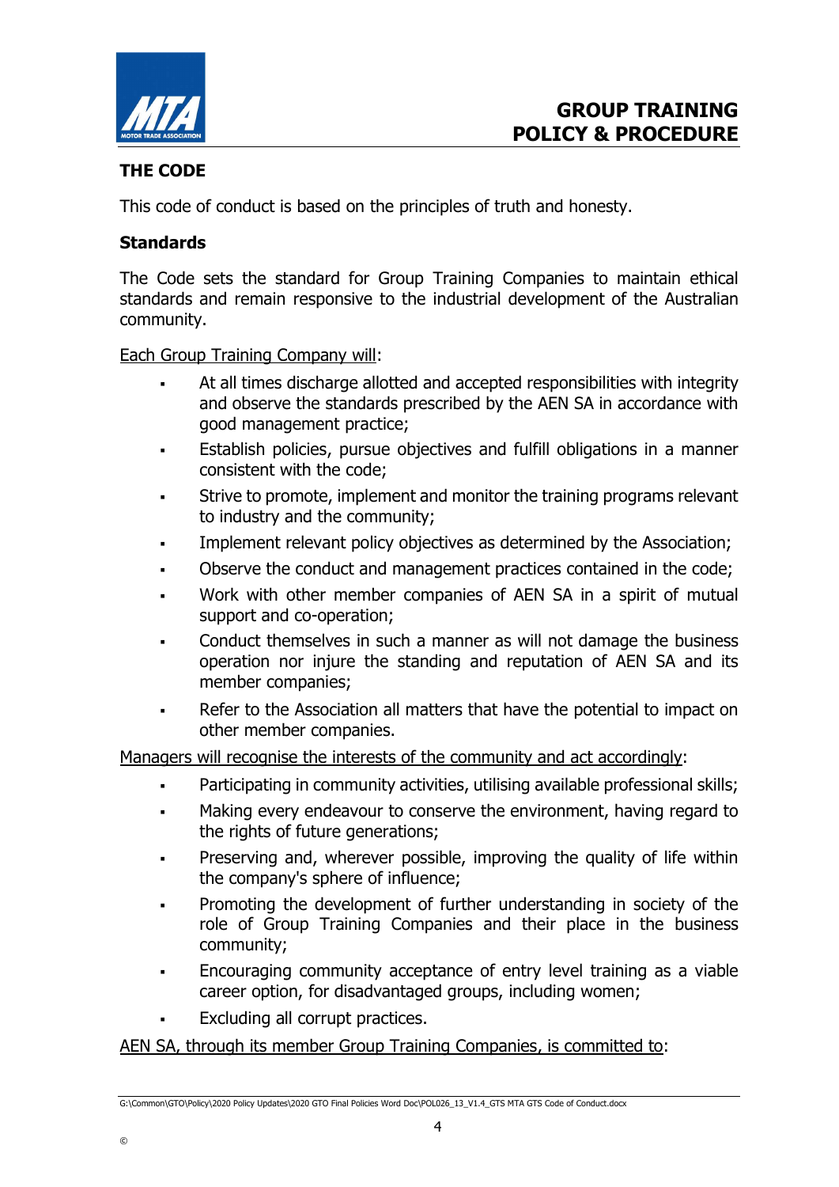## THE CODE

This code of conduct is based on the principles of truth and honesty.

### Standards

The Code sets the standard for Group Training Companies to maintain ethical standards and remain responsive to the industrial development of the Australian community.

<u>Each Group Training Company will</u>:

- At all times discharge allotted and accepted responsibilities with integrity and observe the standards prescribed by the AEN SA in accordance with good management practice;
- Establish policies, pursue objectives and fulfill obligations in a manner consistent with the code;
- Strive to promote, implement and monitor the training programs relevant to industry and the community;
- Implement relevant policy objectives as determined by the Association;
- Observe the conduct and management practices contained in the code;
- Work with other member companies of AEN SA in a spirit of mutual support and co-operation;
- Conduct themselves in such a manner as will not damage the business operation nor injure the standing and reputation of AEN SA and its member companies;
- Refer to the Association all matters that have the potential to impact on other member companies.

<u>Managers will recognise the interests of the community and act accordingly</u>:

- Participating in community activities, utilising available professional skills;
- Making every endeavour to conserve the environment, having regard to the rights of future generations;
- Preserving and, wherever possible, improving the quality of life within the company's sphere of influence;
- Promoting the development of further understanding in society of the role of Group Training Companies and their place in the business community;
- Encouraging community acceptance of entry level training as a viable career option, for disadvantaged groups, including women;
- Excluding all corrupt practices.

<u>AEN SA, through its member Group Training Companies, is committed to</u>: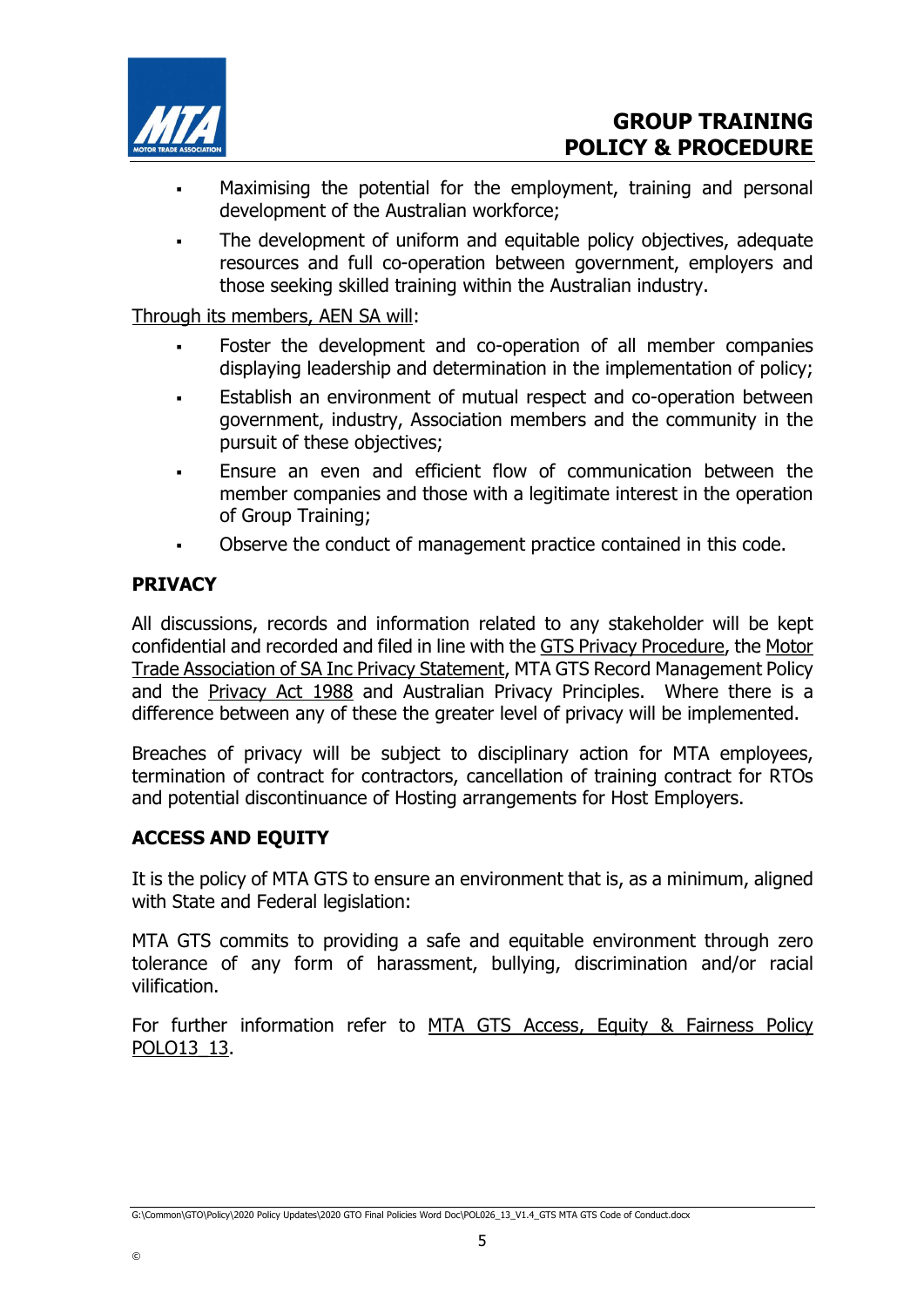- Maximising the potential for the employment, training and personal development of the Australian workforce;
- The development of uniform and equitable policy objectives, adequate resources and full co-operation between government, employers and those seeking skilled training within the Australian industry.

Through its members, AEN SA will:

- Foster the development and co-operation of all member companies displaying leadership and determination in the implementation of policy;
- Establish an environment of mutual respect and co-operation between government, industry, Association members and the community in the pursuit of these objectives;
- Ensure an even and efficient flow of communication between the member companies and those with a legitimate interest in the operation of Group Training;
- Observe the conduct of management practice contained in this code.

## PRIVACY

All discussions, records and information related to any stakeholder will be kept confidential and recorded and filed in line with the GTS Privacy Procedure, the Motor Trade Association of SA Inc Privacy Statement, MTA GTS Record Management Policy and the Privacy Act 1988 and Australian Privacy Principles. Where there is a difference between any of these the greater level of privacy will be implemented.

Breaches of privacy will be subject to disciplinary action for MTA employees, termination of contract for contractors, cancellation of training contract for RTOs and potential discontinuance of Hosting arrangements for Host Employers.

## ACCESS AND EQUITY

It is the policy of MTA GTS to ensure an environment that is, as a minimum, aligned with State and Federal legislation:

MTA GTS commits to providing a safe and equitable environment through zero tolerance of any form of harassment, bullying, discrimination and/or racial vilification.

For further information refer to MTA GTS Access, Equity & Fairness Policy POLO13_13.